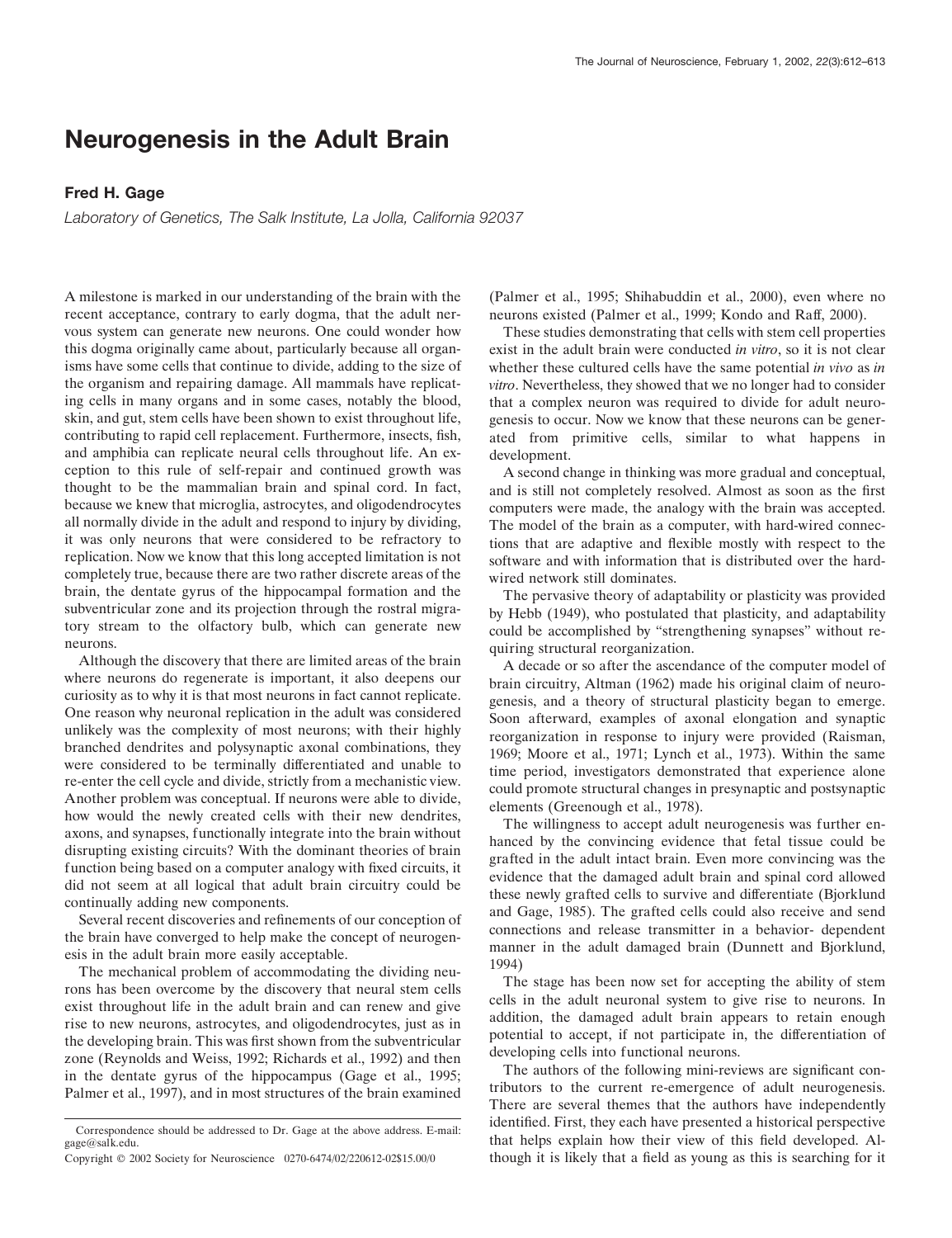# Neurogenesis in the Adult Brain

**Fred H. Gage**

*Laboratory of Genetics, The Salk Institute, La Jolla, California 92037*

A milestone is marked in our understanding of the brain with the recent acceptance, contrary to early dogma, that the adult nervous system can generate new neurons. One could wonder how this dogma originally came about, particularly because all organisms have some cells that continue to divide, adding to the size of the organism and repairing damage. All mammals have replicating cells in many organs and in some cases, notably the blood, skin, and gut, stem cells have been shown to exist throughout life, contributing to rapid cell replacement. Furthermore, insects, fish, and amphibia can replicate neural cells throughout life. An exception to this rule of self-repair and continued growth was thought to be the mammalian brain and spinal cord. In fact, because we knew that microglia, astrocytes, and oligodendrocytes all normally divide in the adult and respond to injury by dividing, it was only neurons that were considered to be refractory to replication. Now we know that this long accepted limitation is not completely true, because there are two rather discrete areas of the brain, the dentate gyrus of the hippocampal formation and the subventricular zone and its projection through the rostral migratory stream to the olfactory bulb, which can generate new neurons.

Although the discovery that there are limited areas of the brain where neurons do regenerate is important, it also deepens our curiosity as to why it is that most neurons in fact cannot replicate. One reason why neuronal replication in the adult was considered unlikely was the complexity of most neurons; with their highly branched dendrites and polysynaptic axonal combinations, they were considered to be terminally differentiated and unable to re-enter the cell cycle and divide, strictly from a mechanistic view. Another problem was conceptual. If neurons were able to divide, how would the newly created cells with their new dendrites, axons, and synapses, functionally integrate into the brain without disrupting existing circuits? With the dominant theories of brain function being based on a computer analogy with fixed circuits, it did not seem at all logical that adult brain circuitry could be continually adding new components.

Several recent discoveries and refinements of our conception of the brain have converged to help make the concept of neurogenesis in the adult brain more easily acceptable.

The mechanical problem of accommodating the dividing neurons has been overcome by the discovery that neural stem cells exist throughout life in the adult brain and can renew and give rise to new neurons, astrocytes, and oligodendrocytes, just as in the developing brain. This was first shown from the subventricular zone (Reynolds and Weiss, 1992; Richards et al., 1992) and then in the dentate gyrus of the hippocampus (Gage et al., 1995; Palmer et al., 1997), and in most structures of the brain examined (Palmer et al., 1995; Shihabuddin et al., 2000), even where no neurons existed (Palmer et al., 1999; Kondo and Raff, 2000).

These studies demonstrating that cells with stem cell properties exist in the adult brain were conducted *in vitro*, so it is not clear whether these cultured cells have the same potential *in vivo* as *in vitro*. Nevertheless, they showed that we no longer had to consider that a complex neuron was required to divide for adult neurogenesis to occur. Now we know that these neurons can be generated from primitive cells, similar to what happens in development.

A second change in thinking was more gradual and conceptual, and is still not completely resolved. Almost as soon as the first computers were made, the analogy with the brain was accepted. The model of the brain as a computer, with hard-wired connections that are adaptive and flexible mostly with respect to the software and with information that is distributed over the hard-wired network still dominates.

The pervasive theory of adaptability or plasticity was provided by Hebb (1949), who postulated that plasticity, and adaptability could be accomplished by "strengthening synapses" without requiring structural reorganization.

A decade or so after the ascendance of the computer model of brain circuitry, Altman (1962) made his original claim of neurogenesis, and a theory of structural plasticity began to emerge. Soon afterward, examples of axonal elongation and synaptic reorganization in response to injury were provided (Raisman, 1969; Moore et al., 1971; Lynch et al., 1973). Within the same time period, investigators demonstrated that experience alone could promote structural changes in presynaptic and postsynaptic elements (Greenough et al., 1978).

The willingness to accept adult neurogenesis was further enhanced by the convincing evidence that fetal tissue could be grafted in the adult intact brain. Even more convincing was the evidence that the damaged adult brain and spinal cord allowed these newly grafted cells to survive and differentiate (Bjorklund and Gage, 1985). The grafted cells could also receive and send connections and release transmitter in a behavior- dependent manner in the adult damaged brain (Dunnett and Bjorklund, 1994)

The stage has been now set for accepting the ability of stem cells in the adult neuronal system to give rise to neurons. In addition, the damaged adult brain appears to retain enough potential to accept, if not participate in, the differentiation of developing cells into functional neurons.

The authors of the following mini-reviews are significant contributors to the current re-emergence of adult neurogenesis. There are several themes that the authors have independently identified. First, they each have presented a historical perspective that helps explain how their view of this field developed. Although it is likely that a field as young as this is searching for it

Correspondence should be addressed to Dr. Gage at the above address. E-mail: gage@salk.edu.

Copyright © 2002 Society for Neuroscience 0270-6474/02/220612-02$15.00/0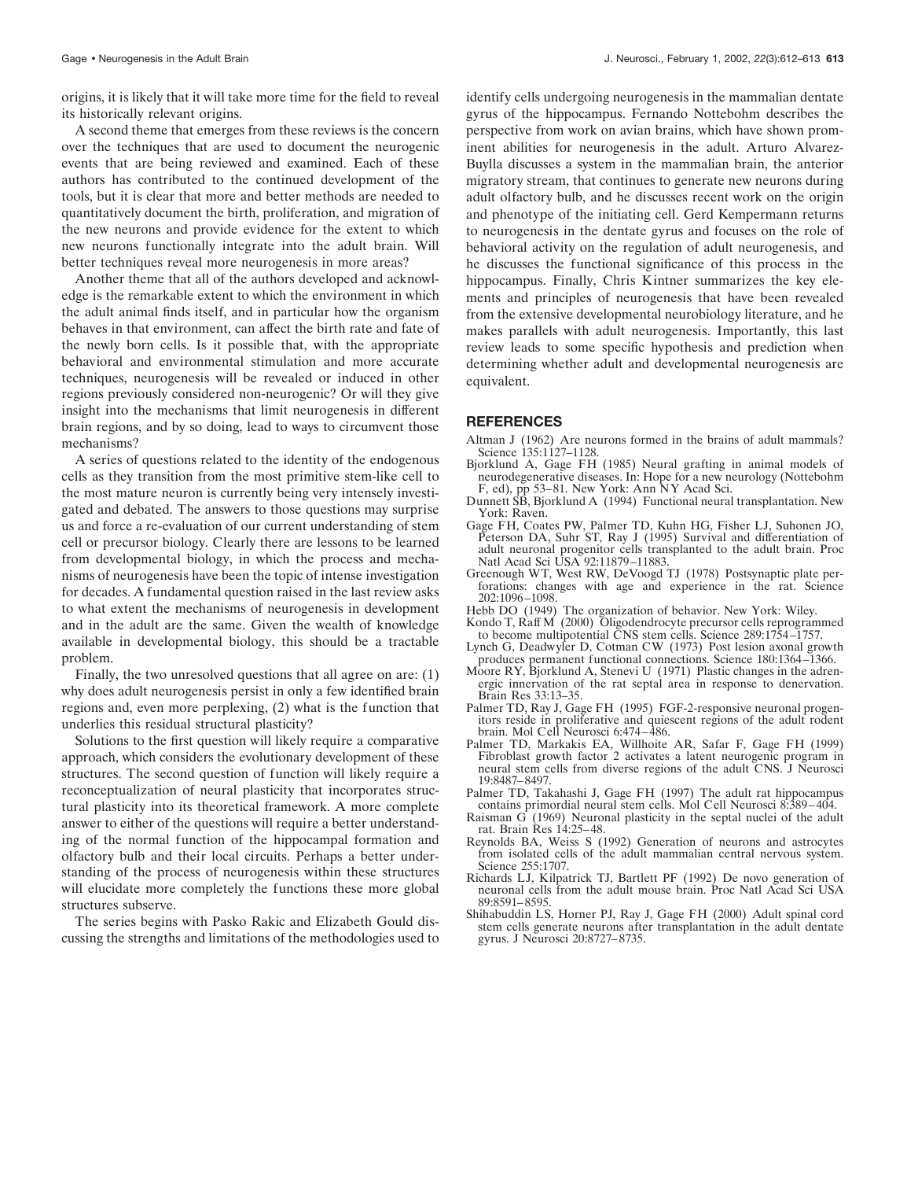origins, it is likely that it will take more time for the field to reveal its historically relevant origins.

A second theme that emerges from these reviews is the concern over the techniques that are used to document the neurogenic events that are being reviewed and examined. Each of these authors has contributed to the continued development of the tools, but it is clear that more and better methods are needed to quantitatively document the birth, proliferation, and migration of the new neurons and provide evidence for the extent to which new neurons functionally integrate into the adult brain. Will better techniques reveal more neurogenesis in more areas?

Another theme that all of the authors developed and acknowledge is the remarkable extent to which the environment in which the adult animal finds itself, and in particular how the organism behaves in that environment, can affect the birth rate and fate of the newly born cells. Is it possible that, with the appropriate behavioral and environmental stimulation and more accurate techniques, neurogenesis will be revealed or induced in other regions previously considered non-neurogenic? Or will they give insight into the mechanisms that limit neurogenesis in different brain regions, and by so doing, lead to ways to circumvent those mechanisms?

A series of questions related to the identity of the endogenous cells as they transition from the most primitive stem-like cell to the most mature neuron is currently being very intensely investigated and debated. The answers to those questions may surprise us and force a re-evaluation of our current understanding of stem cell or precursor biology. Clearly there are lessons to be learned from developmental biology, in which the process and mechanisms of neurogenesis have been the topic of intense investigation for decades. A fundamental question raised in the last review asks to what extent the mechanisms of neurogenesis in development and in the adult are the same. Given the wealth of knowledge available in developmental biology, this should be a tractable problem.

Finally, the two unresolved questions that all agree on are: (1) why does adult neurogenesis persist in only a few identified brain regions and, even more perplexing, (2) what is the function that underlies this residual structural plasticity?

Solutions to the first question will likely require a comparative approach, which considers the evolutionary development of these structures. The second question of function will likely require a reconceptualization of neural plasticity that incorporates structural plasticity into its theoretical framework. A more complete answer to either of the questions will require a better understanding of the normal function of the hippocampal formation and olfactory bulb and their local circuits. Perhaps a better understanding of the process of neurogenesis within these structures will elucidate more completely the functions these more global structures subserve.

The series begins with Pasko Rakic and Elizabeth Gould discussing the strengths and limitations of the methodologies used to identify cells undergoing neurogenesis in the mammalian dentate gyrus of the hippocampus. Fernando Nottebohm describes the perspective from work on avian brains, which have shown prominent abilities for neurogenesis in the adult. Arturo Alvarez-Buylla discusses a system in the mammalian brain, the anterior migratory stream, that continues to generate new neurons during adult olfactory bulb, and he discusses recent work on the origin and phenotype of the initiating cell. Gerd Kempermann returns to neurogenesis in the dentate gyrus and focuses on the role of behavioral activity on the regulation of adult neurogenesis, and he discusses the functional significance of this process in the hippocampus. Finally, Chris Kintner summarizes the key elements and principles of neurogenesis that have been revealed from the extensive developmental neurobiology literature, and he makes parallels with adult neurogenesis. Importantly, this last review leads to some specific hypothesis and prediction when determining whether adult and developmental neurogenesis are equivalent.

## REFERENCES

Altman J (1962) Are neurons formed in the brains of adult mammals? Science 135:1127–1128.

Bjorklund A, Gage FH (1985) Neural grafting in animal models of neurodegenerative diseases. In: Hope for a new neurology (Nottebohm F, ed), pp 53–81. New York: Ann NY Acad Sci.

Dunnett SB, Bjorklund A (1994) Functional neural transplantation. New York: Raven.

Gage FH, Coates PW, Palmer TD, Kuhn HG, Fisher LJ, Suhonen JO, Peterson DA, Suhr ST, Ray J (1995) Survival and differentiation of adult neuronal progenitor cells transplanted to the adult brain. Proc Natl Acad Sci USA 92:11879–11883.

Greenough WT, West RW, DeVoogd TJ (1978) Postsynaptic plate perforations: changes with age and experience in the rat. Science 202:1096–1098.

Hebb DO (1949) The organization of behavior. New York: Wiley.

Kondo T, Raff M (2000) Oligodendrocyte precursor cells reprogrammed to become multipotential CNS stem cells. Science 289:1754–1757.

Lynch G, Deadwyler D, Cotman CW (1973) Post lesion axonal growth produces permanent functional connections. Science 180:1364–1366.

Moore RY, Bjorklund A, Stenevi U (1971) Plastic changes in the adrenergic innervation of the rat septal area in response to denervation. Brain Res 33:13–35.

Palmer TD, Ray J, Gage FH (1995) FGF-2-responsive neuronal progenitors reside in proliferative and quiescent regions of the adult rodent brain. Mol Cell Neurosci 6:474–486.

Palmer TD, Markakis EA, Willhoite AR, Safar F, Gage FH (1999) Fibroblast growth factor 2 activates a latent neurogenic program in neural stem cells from diverse regions of the adult CNS. J Neurosci 19:8487–8497.

Palmer TD, Takahashi J, Gage FH (1997) The adult rat hippocampus contains primordial neural stem cells. Mol Cell Neurosci 8:389–404.

Raisman G (1969) Neuronal plasticity in the septal nuclei of the adult rat. Brain Res 14:25–48.

Reynolds BA, Weiss S (1992) Generation of neurons and astrocytes from isolated cells of the adult mammalian central nervous system. Science 255:1707.

Richards LJ, Kilpatrick TJ, Bartlett PF (1992) De novo generation of neuronal cells from the adult mouse brain. Proc Natl Acad Sci USA 89:8591–8595.

Shihabuddin LS, Horner PJ, Ray J, Gage FH (2000) Adult spinal cord stem cells generate neurons after transplantation in the adult dentate gyrus. J Neurosci 20:8727–8735.